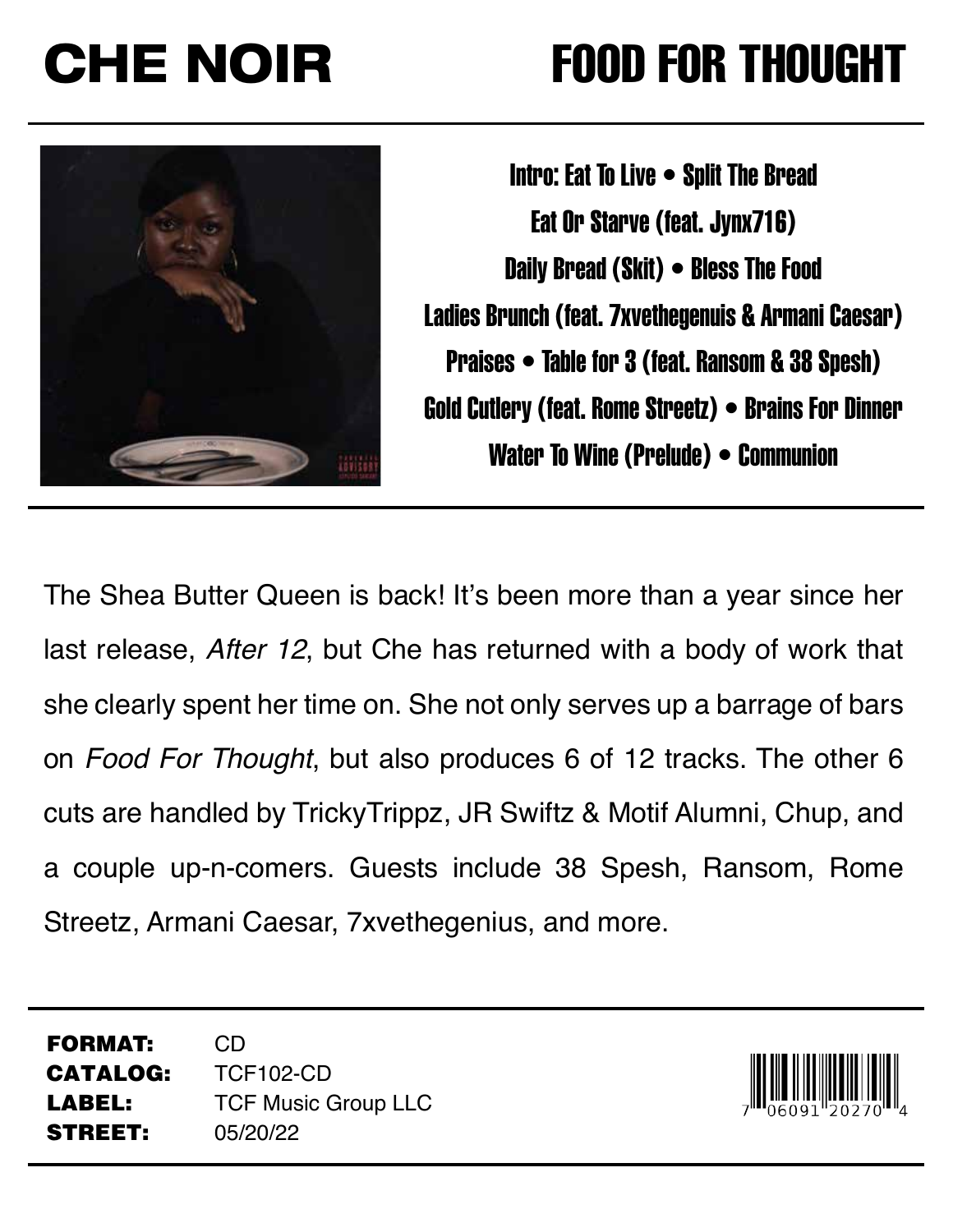# CHE NOIR

# FOOD FOR THOUGHT

Intro: Eat To Live • Split The Bread
Eat Or Starve (feat. Jynx716)
Daily Bread (Skit) • Bless The Food
Ladies Brunch (feat. 7xvethegenuis & Armani Caesar)
Praises • Table for 3 (feat. Ransom & 38 Spesh)
Gold Cutlery (feat. Rome Streetz) • Brains For Dinner
Water To Wine (Prelude) • Communion

The Shea Butter Queen is back! It's been more than a year since her last release, *After 12*, but Che has returned with a body of work that she clearly spent her time on. She not only serves up a barrage of bars on *Food For Thought*, but also produces 6 of 12 tracks. The other 6 cuts are handled by TrickyTrippz, JR Swiftz & Motif Alumni, Chup, and a couple up-n-comers. Guests include 38 Spesh, Ransom, Rome Streetz, Armani Caesar, 7xvethegenius, and more.

**FORMAT:** CD
**CATALOG:** TCF102-CD
**LABEL:** TCF Music Group LLC
**STREET:** 05/20/22

7 06091 20270 4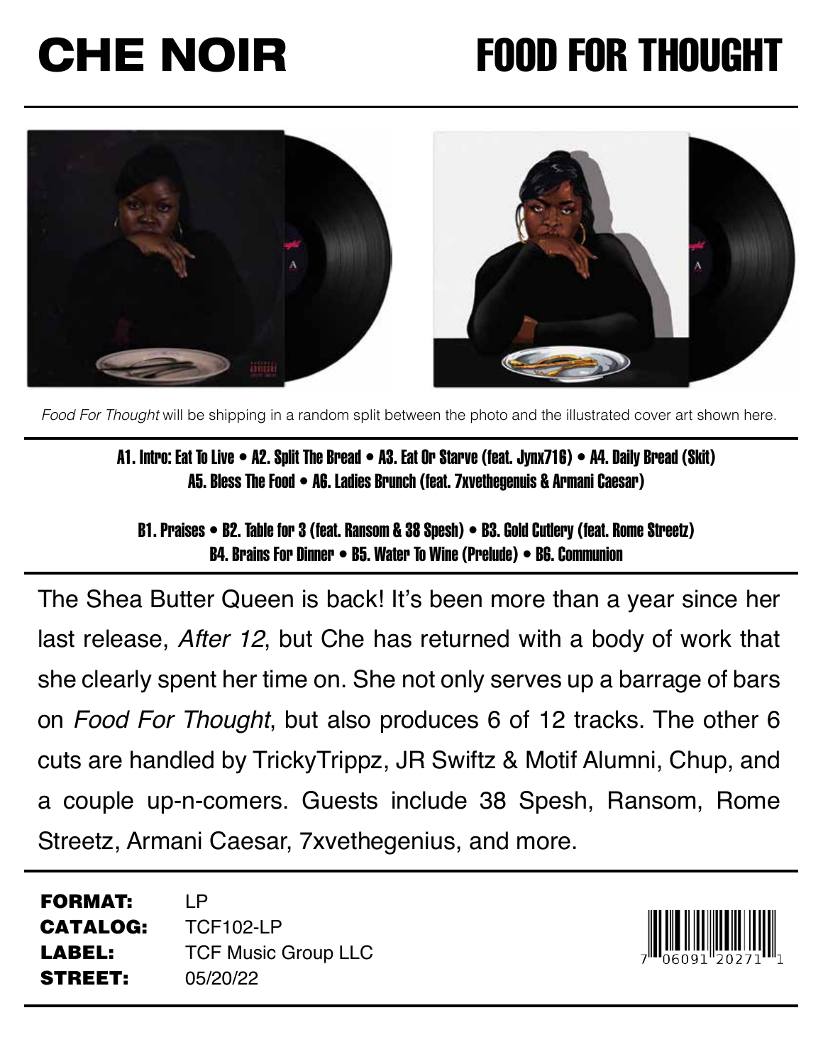# CHE NOIR

# FOOD FOR THOUGHT

*Food For Thought* will be shipping in a random split between the photo and the illustrated cover art shown here.

A1. Intro: Eat To Live • A2. Split The Bread • A3. Eat Or Starve (feat. Jynx716) • A4. Daily Bread (Skit)
A5. Bless The Food • A6. Ladies Brunch (feat. 7xvethegenuis & Armani Caesar)

B1. Praises • B2. Table for 3 (feat. Ransom & 38 Spesh) • B3. Gold Cutlery (feat. Rome Streetz)
B4. Brains For Dinner • B5. Water To Wine (Prelude) • B6. Communion

The Shea Butter Queen is back! It's been more than a year since her last release, *After 12*, but Che has returned with a body of work that she clearly spent her time on. She not only serves up a barrage of bars on *Food For Thought*, but also produces 6 of 12 tracks. The other 6 cuts are handled by TrickyTrippz, JR Swiftz & Motif Alumni, Chup, and a couple up-n-comers. Guests include 38 Spesh, Ransom, Rome Streetz, Armani Caesar, 7xvethegenius, and more.

**FORMAT:** LP
**CATALOG:** TCF102-LP
**LABEL:** TCF Music Group LLC
**STREET:** 05/20/22

7 06091 20271 1